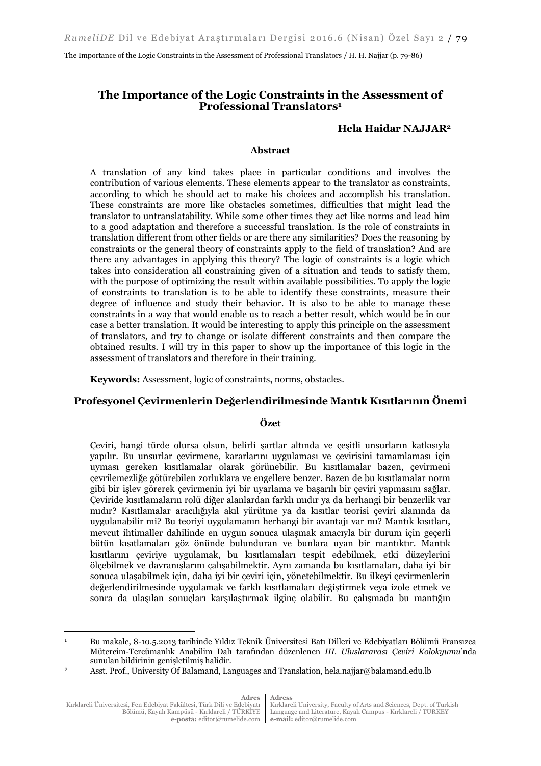# The Importance of the Logic Constraints in the Assessment of Professional Translators[1]

**Hela Haidar NAJJAR[2]**

### Abstract

A translation of any kind takes place in particular conditions and involves the contribution of various elements. These elements appear to the translator as constraints, according to which he should act to make his choices and accomplish his translation. These constraints are more like obstacles sometimes, difficulties that might lead the translator to untranslatability. While some other times they act like norms and lead him to a good adaptation and therefore a successful translation. Is the role of constraints in translation different from other fields or are there any similarities? Does the reasoning by constraints or the general theory of constraints apply to the field of translation? And are there any advantages in applying this theory? The logic of constraints is a logic which takes into consideration all constraining given of a situation and tends to satisfy them, with the purpose of optimizing the result within available possibilities. To apply the logic of constraints to translation is to be able to identify these constraints, measure their degree of influence and study their behavior. It is also to be able to manage these constraints in a way that would enable us to reach a better result, which would be in our case a better translation. It would be interesting to apply this principle on the assessment of translators, and try to change or isolate different constraints and then compare the obtained results. I will try in this paper to show up the importance of this logic in the assessment of translators and therefore in their training.

**Keywords:** Assessment, logic of constraints, norms, obstacles.

## Profesyonel Çevirmenlerin Değerlendirilmesinde Mantık Kısıtlarının Önemi

### Özet

Çeviri, hangi türde olursa olsun, belirli şartlar altında ve çeşitli unsurların katkısıyla yapılır. Bu unsurlar çevirmene, kararlarını uygulaması ve çevirisini tamamlaması için uyması gereken kısıtlamalar olarak görünebilir. Bu kısıtlamalar bazen, çevirmeni çevrilemezliğe götürebilen zorluklara ve engellere benzer. Bazen de bu kısıtlamalar norm gibi bir işlev görerek çevirmenin iyi bir uyarlama ve başarılı bir çeviri yapmasını sağlar. Çeviride kısıtlamaların rolü diğer alanlardan farklı mıdır ya da herhangi bir benzerlik var mıdır? Kısıtlamalar aracılığıyla akıl yürütme ya da kısıtlar teorisi çeviri alanında da uygulanabilir mi? Bu teoriyi uygulamanın herhangi bir avantajı var mı? Mantık kısıtları, mevcut ihtimaller dahilinde en uygun sonuca ulaşmak amacıyla bir durum için geçerli bütün kısıtlamaları göz önünde bulunduran ve bunlara uyan bir mantıktır. Mantık kısıtlarını çeviriye uygulamak, bu kısıtlamaları tespit edebilmek, etki düzeylerini ölçebilmek ve davranışlarını çalışabilmektir. Aynı zamanda bu kısıtlamaları, daha iyi bir sonuca ulaşabilmek için, daha iyi bir çeviri için, yönetebilmektir. Bu ilkeyi çevirmenlerin değerlendirilmesinde uygulamak ve farklı kısıtlamaları değiştirmek veya izole etmek ve sonra da ulaşılan sonuçları karşılaştırmak ilginç olabilir. Bu çalışmada bu mantığın

---

[1] Bu makale, 8-10.5.2013 tarihinde Yıldız Teknik Üniversitesi Batı Dilleri ve Edebiyatları Bölümü Fransızca Mütercim-Tercümanlık Anabilim Dalı tarafından düzenlenen *III. Uluslararası Çeviri Kolokyumu*'nda sunulan bildirinin genişletilmiş halidir.

[2] Asst. Prof., University Of Balamand, Languages and Translation, hela.najjar@balamand.edu.lb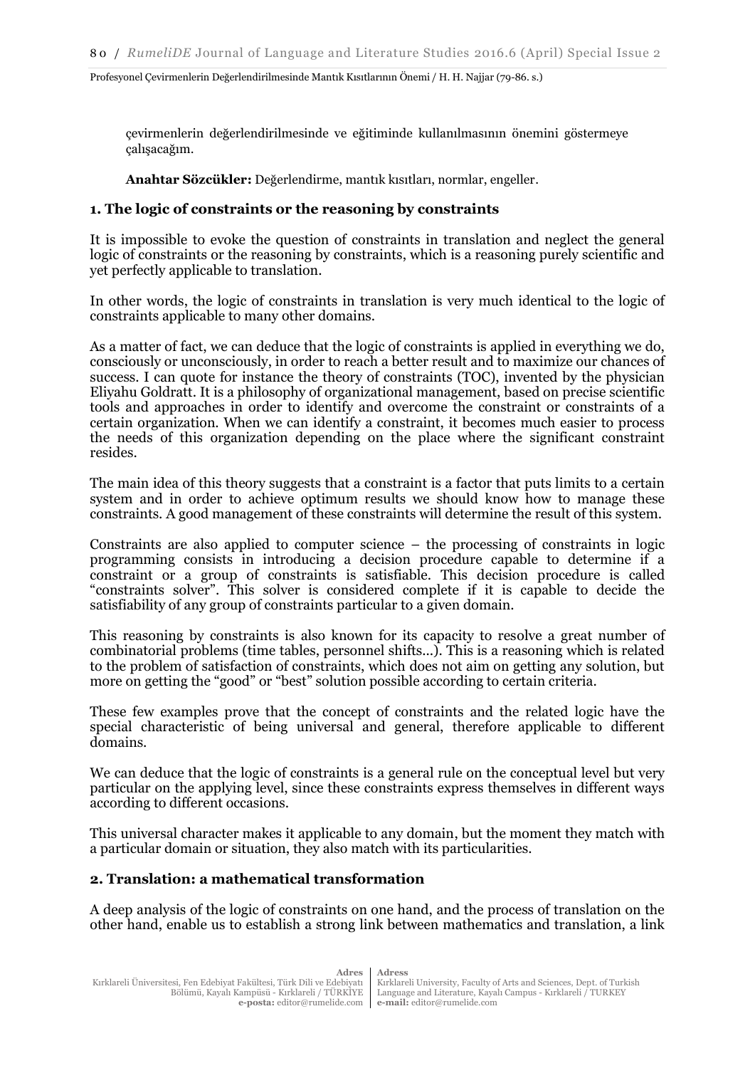çevirmenlerin değerlendirilmesinde ve eğitiminde kullanılmasının önemini göstermeye çalışacağım.

**Anahtar Sözcükler:** Değerlendirme, mantık kısıtları, normlar, engeller.

## 1. The logic of constraints or the reasoning by constraints

It is impossible to evoke the question of constraints in translation and neglect the general logic of constraints or the reasoning by constraints, which is a reasoning purely scientific and yet perfectly applicable to translation.

In other words, the logic of constraints in translation is very much identical to the logic of constraints applicable to many other domains.

As a matter of fact, we can deduce that the logic of constraints is applied in everything we do, consciously or unconsciously, in order to reach a better result and to maximize our chances of success. I can quote for instance the theory of constraints (TOC), invented by the physician Eliyahu Goldratt. It is a philosophy of organizational management, based on precise scientific tools and approaches in order to identify and overcome the constraint or constraints of a certain organization. When we can identify a constraint, it becomes much easier to process the needs of this organization depending on the place where the significant constraint resides.

The main idea of this theory suggests that a constraint is a factor that puts limits to a certain system and in order to achieve optimum results we should know how to manage these constraints. A good management of these constraints will determine the result of this system.

Constraints are also applied to computer science – the processing of constraints in logic programming consists in introducing a decision procedure capable to determine if a constraint or a group of constraints is satisfiable. This decision procedure is called "constraints solver". This solver is considered complete if it is capable to decide the satisfiability of any group of constraints particular to a given domain.

This reasoning by constraints is also known for its capacity to resolve a great number of combinatorial problems (time tables, personnel shifts...). This is a reasoning which is related to the problem of satisfaction of constraints, which does not aim on getting any solution, but more on getting the "good" or "best" solution possible according to certain criteria.

These few examples prove that the concept of constraints and the related logic have the special characteristic of being universal and general, therefore applicable to different domains.

We can deduce that the logic of constraints is a general rule on the conceptual level but very particular on the applying level, since these constraints express themselves in different ways according to different occasions.

This universal character makes it applicable to any domain, but the moment they match with a particular domain or situation, they also match with its particularities.

## 2. Translation: a mathematical transformation

A deep analysis of the logic of constraints on one hand, and the process of translation on the other hand, enable us to establish a strong link between mathematics and translation, a link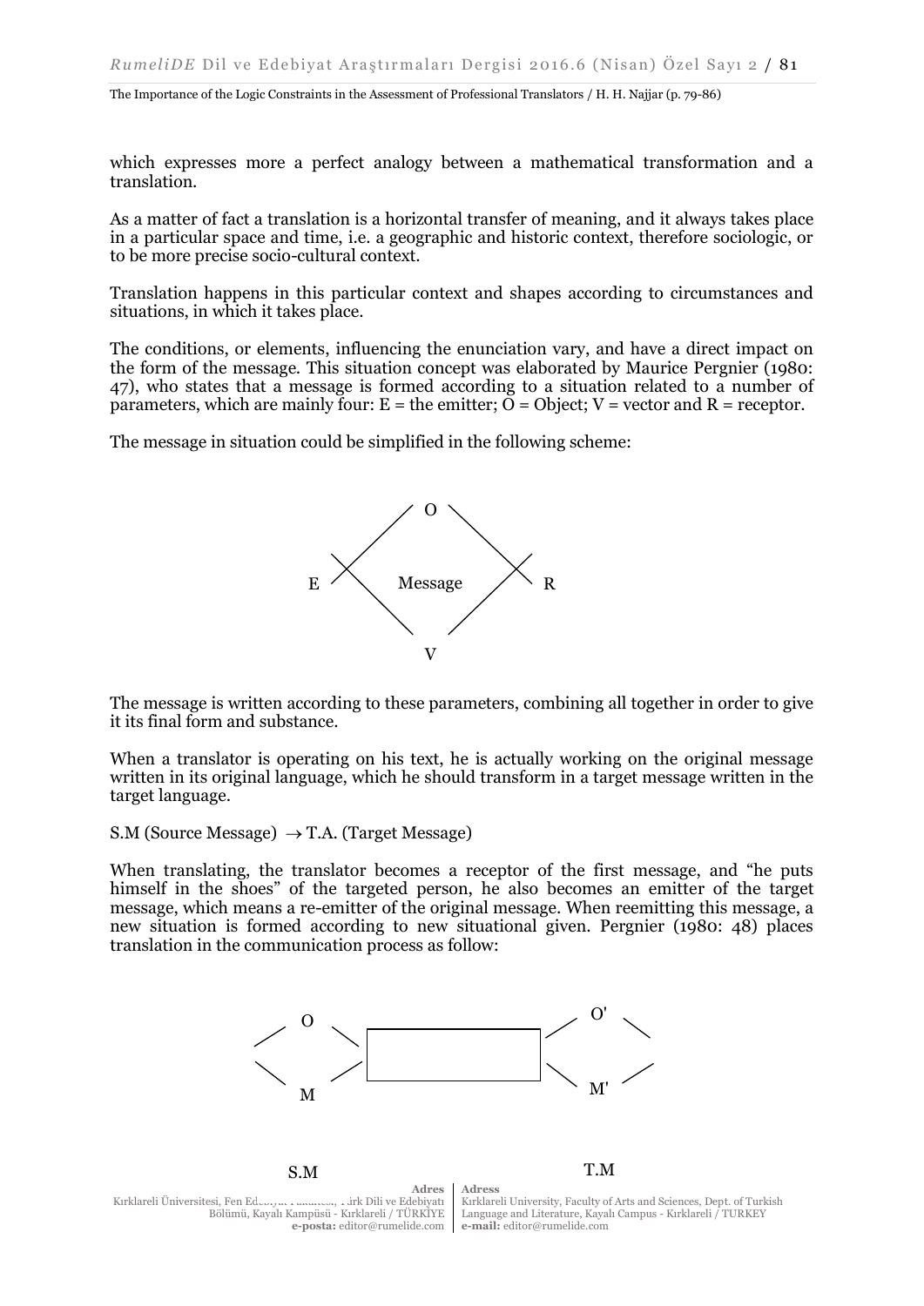which expresses more a perfect analogy between a mathematical transformation and a translation.

As a matter of fact a translation is a horizontal transfer of meaning, and it always takes place in a particular space and time, i.e. a geographic and historic context, therefore sociologic, or to be more precise socio-cultural context.

Translation happens in this particular context and shapes according to circumstances and situations, in which it takes place.

The conditions, or elements, influencing the enunciation vary, and have a direct impact on the form of the message. This situation concept was elaborated by Maurice Pergnier (1980: 47), who states that a message is formed according to a situation related to a number of parameters, which are mainly four: E = the emitter; O = Object; V = vector and R = receptor.

The message in situation could be simplified in the following scheme:

O

E Message R

V

The message is written according to these parameters, combining all together in order to give it its final form and substance.

When a translator is operating on his text, he is actually working on the original message written in its original language, which he should transform in a target message written in the target language.

S.M (Source Message) $\rightarrow$ T.A. (Target Message)

When translating, the translator becomes a receptor of the first message, and "he puts himself in the shoes" of the targeted person, he also becomes an emitter of the target message, which means a re-emitter of the original message. When reemitting this message, a new situation is formed according to new situational given. Pergnier (1980: 48) places translation in the communication process as follow:

O O'

M M'

S.M T.M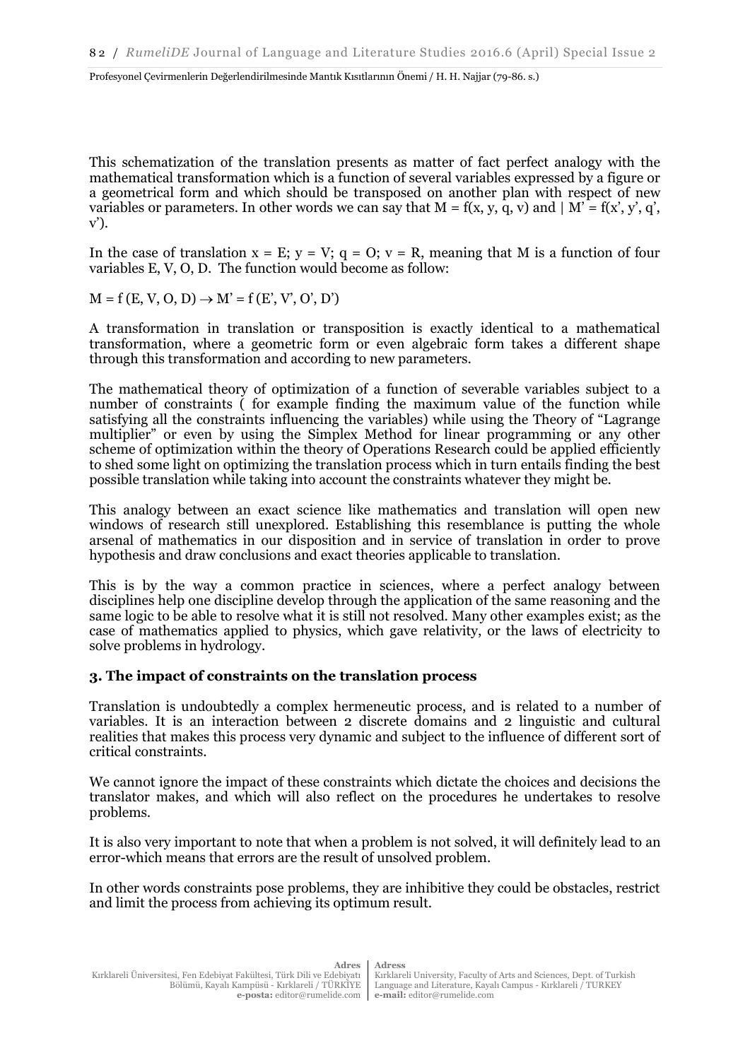This schematization of the translation presents as matter of fact perfect analogy with the mathematical transformation which is a function of several variables expressed by a figure or a geometrical form and which should be transposed on another plan with respect of new variables or parameters. In other words we can say that $M = f(x, y, q, v)$ and | $M' = f(x', y', q', v')$.

In the case of translation $x = E$; $y = V$; $q = O$; $v = R$, meaning that M is a function of four variables E, V, O, D. The function would become as follow:

$M = f(E, V, O, D) \rightarrow M' = f(E', V', O', D')$

A transformation in translation or transposition is exactly identical to a mathematical transformation, where a geometric form or even algebraic form takes a different shape through this transformation and according to new parameters.

The mathematical theory of optimization of a function of severable variables subject to a number of constraints ( for example finding the maximum value of the function while satisfying all the constraints influencing the variables) while using the Theory of "Lagrange multiplier" or even by using the Simplex Method for linear programming or any other scheme of optimization within the theory of Operations Research could be applied efficiently to shed some light on optimizing the translation process which in turn entails finding the best possible translation while taking into account the constraints whatever they might be.

This analogy between an exact science like mathematics and translation will open new windows of research still unexplored. Establishing this resemblance is putting the whole arsenal of mathematics in our disposition and in service of translation in order to prove hypothesis and draw conclusions and exact theories applicable to translation.

This is by the way a common practice in sciences, where a perfect analogy between disciplines help one discipline develop through the application of the same reasoning and the same logic to be able to resolve what it is still not resolved. Many other examples exist; as the case of mathematics applied to physics, which gave relativity, or the laws of electricity to solve problems in hydrology.

### 3. The impact of constraints on the translation process

Translation is undoubtedly a complex hermeneutic process, and is related to a number of variables. It is an interaction between 2 discrete domains and 2 linguistic and cultural realities that makes this process very dynamic and subject to the influence of different sort of critical constraints.

We cannot ignore the impact of these constraints which dictate the choices and decisions the translator makes, and which will also reflect on the procedures he undertakes to resolve problems.

It is also very important to note that when a problem is not solved, it will definitely lead to an error-which means that errors are the result of unsolved problem.

In other words constraints pose problems, they are inhibitive they could be obstacles, restrict and limit the process from achieving its optimum result.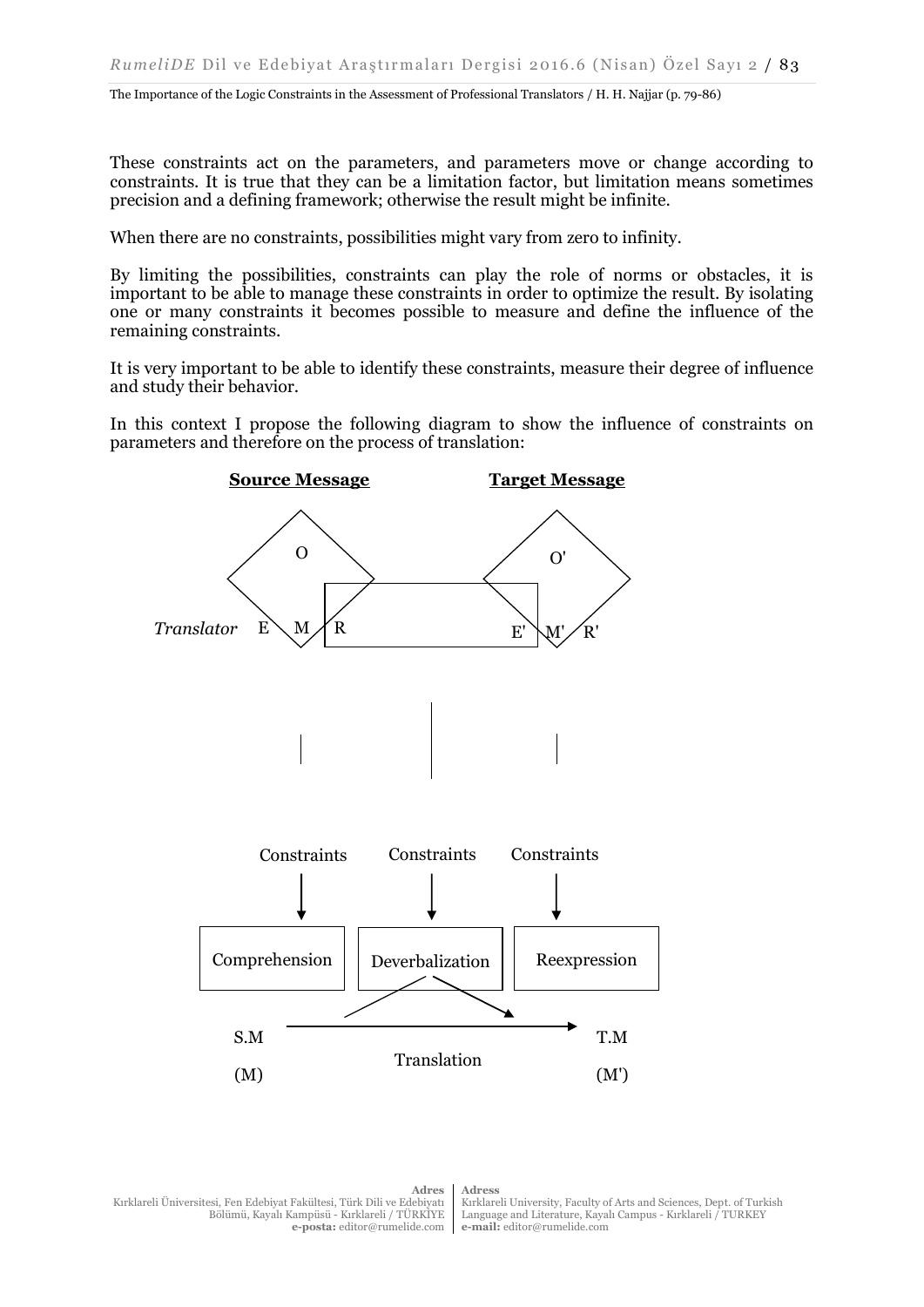These constraints act on the parameters, and parameters move or change according to constraints. It is true that they can be a limitation factor, but limitation means sometimes precision and a defining framework; otherwise the result might be infinite.

When there are no constraints, possibilities might vary from zero to infinity.

By limiting the possibilities, constraints can play the role of norms or obstacles, it is important to be able to manage these constraints in order to optimize the result. By isolating one or many constraints it becomes possible to measure and define the influence of the remaining constraints.

It is very important to be able to identify these constraints, measure their degree of influence and study their behavior.

In this context I propose the following diagram to show the influence of constraints on parameters and therefore on the process of translation:

**Source Message** **Target Message**

O O'

*Translator* E M R E' M' R'

Constraints Constraints Constraints

Comprehension Deverbalization Reexpression

S.M (M) Translation T.M (M')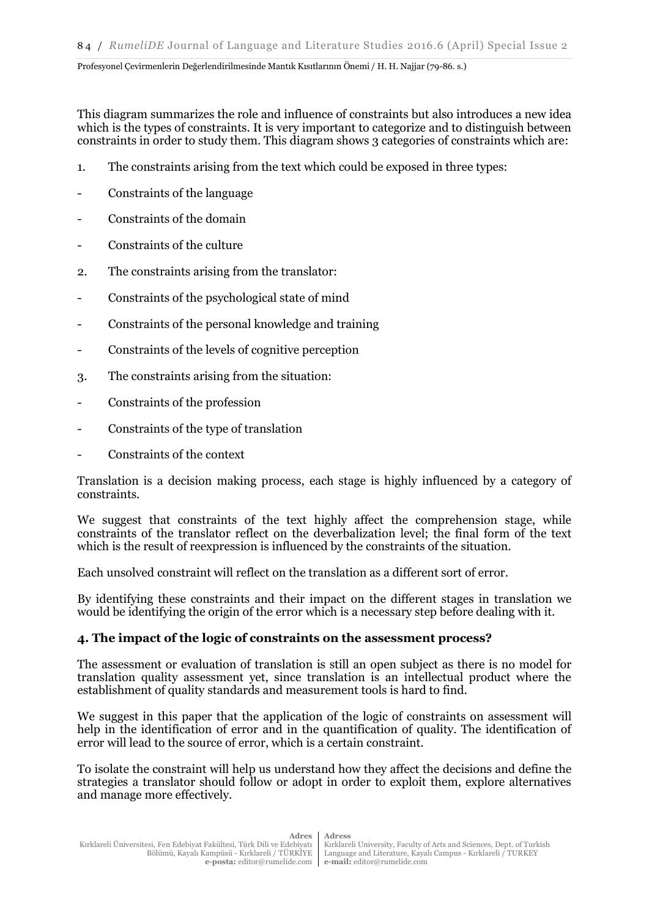This diagram summarizes the role and influence of constraints but also introduces a new idea which is the types of constraints. It is very important to categorize and to distinguish between constraints in order to study them. This diagram shows 3 categories of constraints which are:

1. The constraints arising from the text which could be exposed in three types:

- Constraints of the language
- Constraints of the domain
- Constraints of the culture

2. The constraints arising from the translator:

- Constraints of the psychological state of mind
- Constraints of the personal knowledge and training
- Constraints of the levels of cognitive perception

3. The constraints arising from the situation:

- Constraints of the profession
- Constraints of the type of translation
- Constraints of the context

Translation is a decision making process, each stage is highly influenced by a category of constraints.

We suggest that constraints of the text highly affect the comprehension stage, while constraints of the translator reflect on the deverbalization level; the final form of the text which is the result of reexpression is influenced by the constraints of the situation.

Each unsolved constraint will reflect on the translation as a different sort of error.

By identifying these constraints and their impact on the different stages in translation we would be identifying the origin of the error which is a necessary step before dealing with it.

### 4. The impact of the logic of constraints on the assessment process?

The assessment or evaluation of translation is still an open subject as there is no model for translation quality assessment yet, since translation is an intellectual product where the establishment of quality standards and measurement tools is hard to find.

We suggest in this paper that the application of the logic of constraints on assessment will help in the identification of error and in the quantification of quality. The identification of error will lead to the source of error, which is a certain constraint.

To isolate the constraint will help us understand how they affect the decisions and define the strategies a translator should follow or adopt in order to exploit them, explore alternatives and manage more effectively.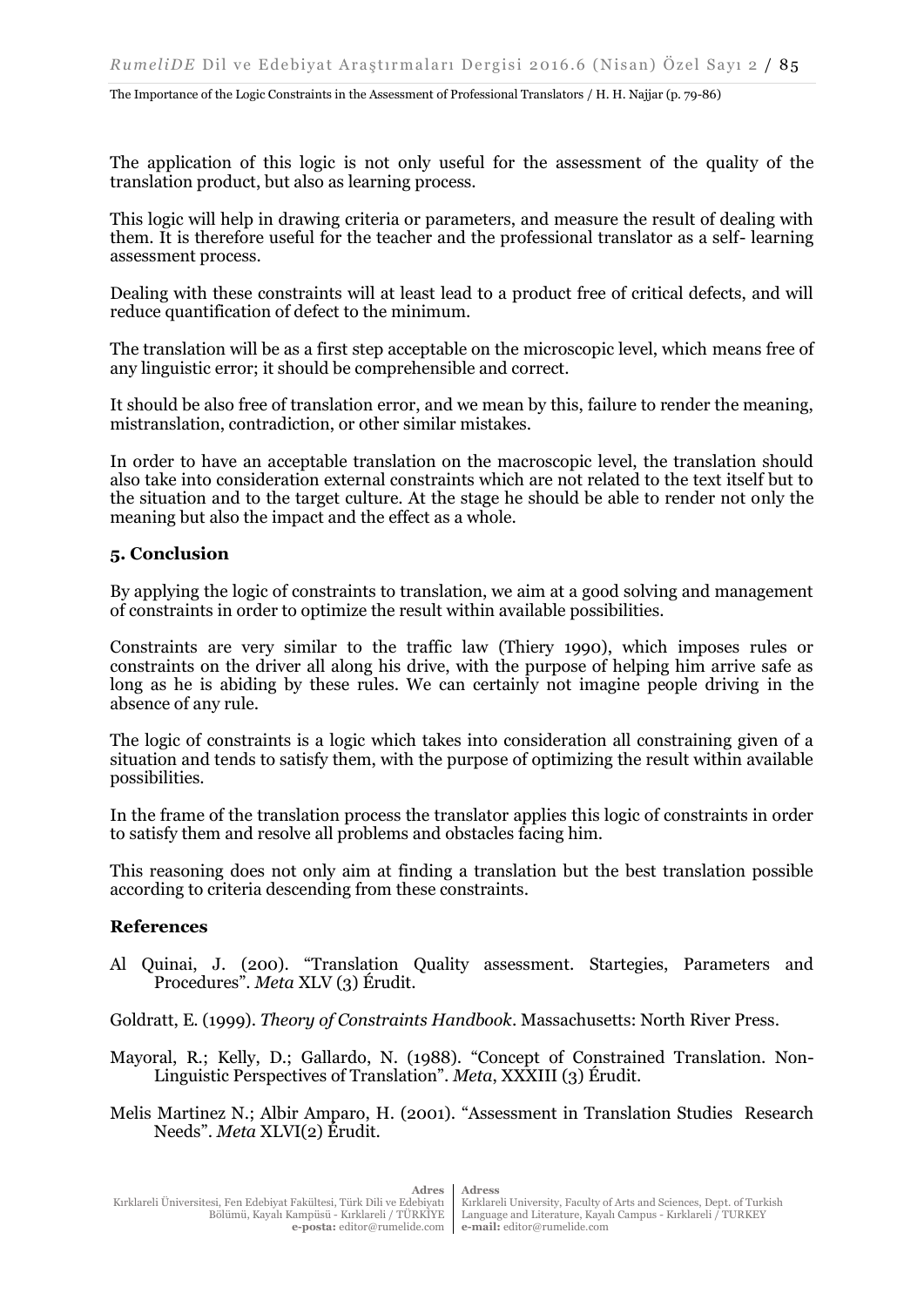The application of this logic is not only useful for the assessment of the quality of the translation product, but also as learning process.

This logic will help in drawing criteria or parameters, and measure the result of dealing with them. It is therefore useful for the teacher and the professional translator as a self- learning assessment process.

Dealing with these constraints will at least lead to a product free of critical defects, and will reduce quantification of defect to the minimum.

The translation will be as a first step acceptable on the microscopic level, which means free of any linguistic error; it should be comprehensible and correct.

It should be also free of translation error, and we mean by this, failure to render the meaning, mistranslation, contradiction, or other similar mistakes.

In order to have an acceptable translation on the macroscopic level, the translation should also take into consideration external constraints which are not related to the text itself but to the situation and to the target culture. At the stage he should be able to render not only the meaning but also the impact and the effect as a whole.

## 5. Conclusion

By applying the logic of constraints to translation, we aim at a good solving and management of constraints in order to optimize the result within available possibilities.

Constraints are very similar to the traffic law (Thiery 1990), which imposes rules or constraints on the driver all along his drive, with the purpose of helping him arrive safe as long as he is abiding by these rules. We can certainly not imagine people driving in the absence of any rule.

The logic of constraints is a logic which takes into consideration all constraining given of a situation and tends to satisfy them, with the purpose of optimizing the result within available possibilities.

In the frame of the translation process the translator applies this logic of constraints in order to satisfy them and resolve all problems and obstacles facing him.

This reasoning does not only aim at finding a translation but the best translation possible according to criteria descending from these constraints.

## References

Al Quinai, J. (200). "Translation Quality assessment. Startegies, Parameters and Procedures". *Meta* XLV (3) Érudit.

Goldratt, E. (1999). *Theory of Constraints Handbook*. Massachusetts: North River Press.

Mayoral, R.; Kelly, D.; Gallardo, N. (1988). "Concept of Constrained Translation. Non-Linguistic Perspectives of Translation". *Meta*, XXXIII (3) Érudit.

Melis Martinez N.; Albir Amparo, H. (2001). "Assessment in Translation Studies Research Needs". *Meta* XLVI(2) Érudit.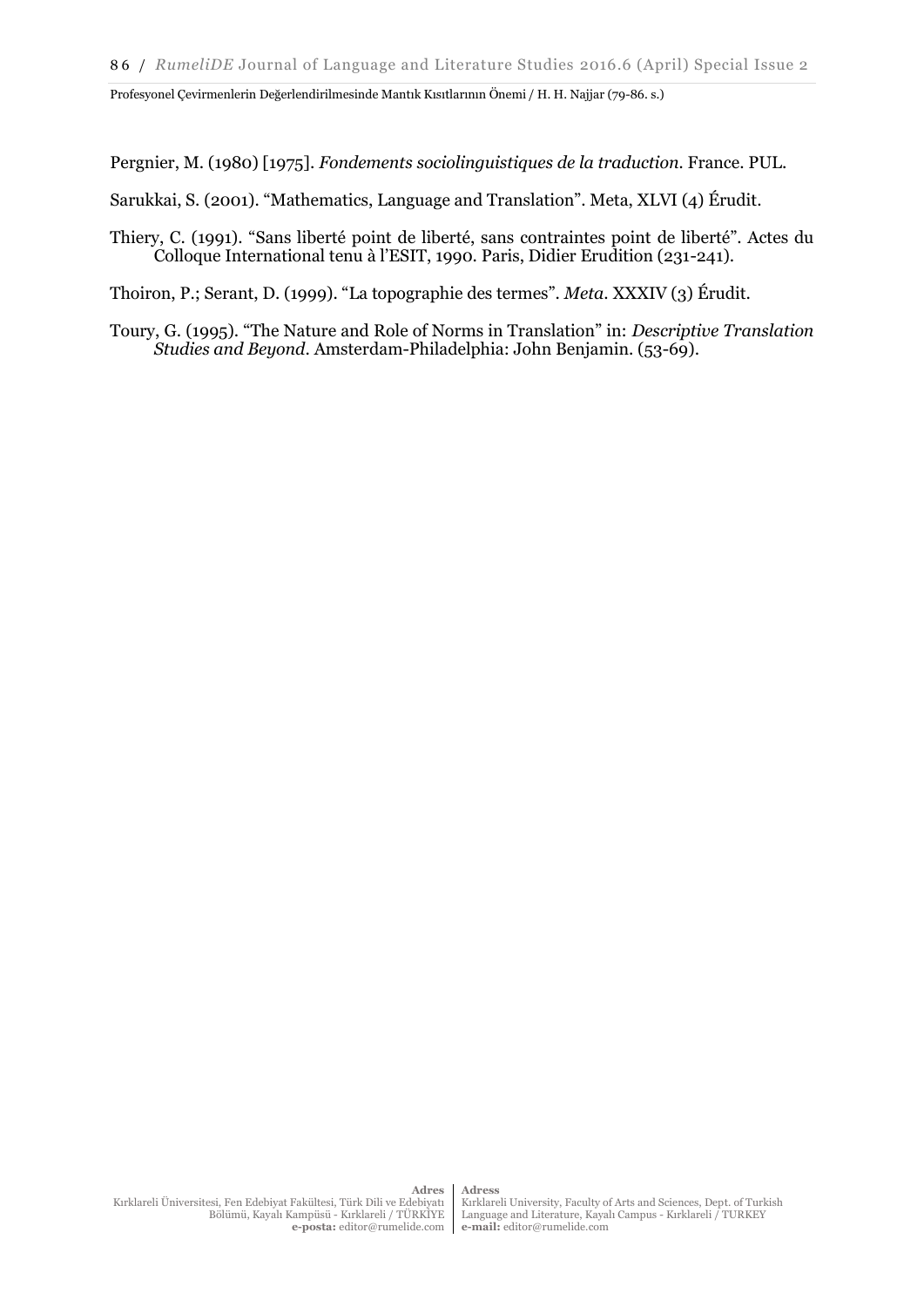Pergnier, M. (1980) [1975]. *Fondements sociolinguistiques de la traduction*. France. PUL.

Sarukkai, S. (2001). "Mathematics, Language and Translation". Meta, XLVI (4) Érudit.

Thiery, C. (1991). "Sans liberté point de liberté, sans contraintes point de liberté". Actes du Colloque International tenu à l'ESIT, 1990. Paris, Didier Erudition (231-241).

Thoiron, P.; Serant, D. (1999). "La topographie des termes". *Meta*. XXXIV (3) Érudit.

Toury, G. (1995). "The Nature and Role of Norms in Translation" in: *Descriptive Translation Studies and Beyond*. Amsterdam-Philadelphia: John Benjamin. (53-69).